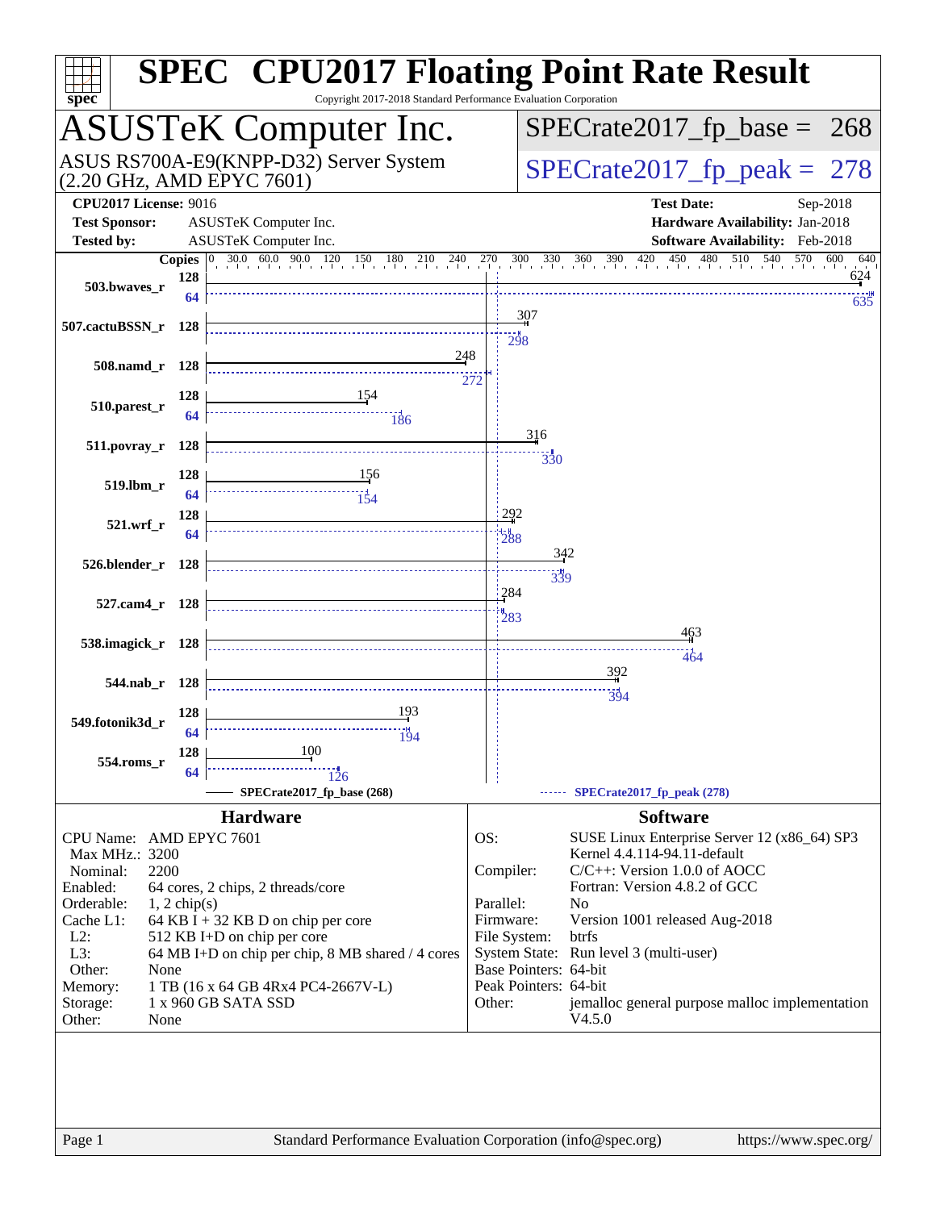# SPEC CPU2017 Floating Point Rate Result

Copyright 2017-2018 Standard Performance Evaluation Corporation

## ASUSTeK Computer Inc.

ASUS RS700A-E9(KNPP-D32) Server System (2.20 GHz, AMD EPYC 7601)

SPECrate2017_fp_base = 268

SPECrate2017_fp_peak = 278

**CPU2017 License:** 9016
**Test Sponsor:** ASUSTeK Computer Inc.
**Tested by:** ASUSTeK Computer Inc.

**Test Date:** Sep-2018
**Hardware Availability:** Jan-2018
**Software Availability:** Feb-2018

| Benchmark | Copies (base) | Base | Copies (peak) | Peak |
|---|---|---|---|---|
| 503.bwaves_r | 128 | 624 | 64 | 635 |
| 507.cactuBSSN_r | 128 | 307 | 128 | 298 |
| 508.namd_r | 128 | 248 | 128 | 272 |
| 510.parest_r | 128 | 154 | 64 | 186 |
| 511.povray_r | 128 | 316 | 128 | 330 |
| 519.lbm_r | 128 | 156 | 64 | 154 |
| 521.wrf_r | 128 | 292 | 64 | 288 |
| 526.blender_r | 128 | 342 | 128 | 339 |
| 527.cam4_r | 128 | 284 | 128 | 283 |
| 538.imagick_r | 128 | 463 | 128 | 464 |
| 544.nab_r | 128 | 392 | 128 | 394 |
| 549.fotonik3d_r | 128 | 193 | 64 | 194 |
| 554.roms_r | 128 | 100 | 64 | 126 |

SPECrate2017_fp_base (268) ------ SPECrate2017_fp_peak (278)

## Hardware

| | |
|---|---|
| CPU Name: | AMD EPYC 7601 |
| Max MHz.: | 3200 |
| Nominal: | 2200 |
| Enabled: | 64 cores, 2 chips, 2 threads/core |
| Orderable: | 1, 2 chip(s) |
| Cache L1: | 64 KB I + 32 KB D on chip per core |
| L2: | 512 KB I+D on chip per core |
| L3: | 64 MB I+D on chip per chip, 8 MB shared / 4 cores |
| Other: | None |
| Memory: | 1 TB (16 x 64 GB 4Rx4 PC4-2667V-L) |
| Storage: | 1 x 960 GB SATA SSD |
| Other: | None |

## Software

| | |
|---|---|
| OS: | SUSE Linux Enterprise Server 12 (x86_64) SP3 Kernel 4.4.114-94.11-default |
| Compiler: | C/C++: Version 1.0.0 of AOCC Fortran: Version 4.8.2 of GCC |
| Parallel: | No |
| Firmware: | Version 1001 released Aug-2018 |
| File System: | btrfs |
| System State: | Run level 3 (multi-user) |
| Base Pointers: | 64-bit |
| Peak Pointers: | 64-bit |
| Other: | jemalloc general purpose malloc implementation V4.5.0 |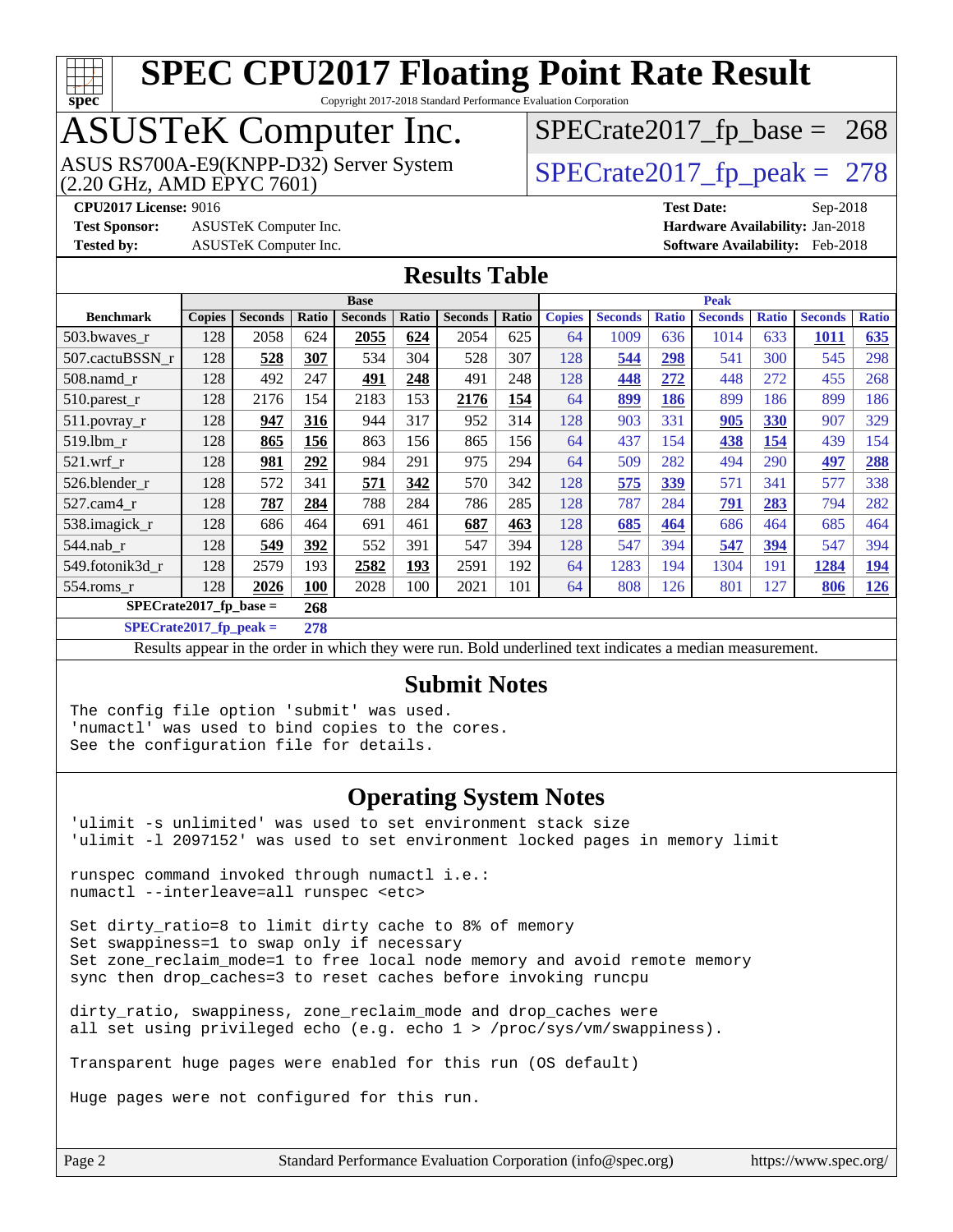# SPEC CPU2017 Floating Point Rate Result

Copyright 2017-2018 Standard Performance Evaluation Corporation

## ASUSTeK Computer Inc.

ASUS RS700A-E9(KNPP-D32) Server System (2.20 GHz, AMD EPYC 7601)

SPECrate2017_fp_base = 268

SPECrate2017_fp_peak = 278

**CPU2017 License:** 9016
**Test Sponsor:** ASUSTeK Computer Inc.
**Tested by:** ASUSTeK Computer Inc.

**Test Date:** Sep-2018
**Hardware Availability:** Jan-2018
**Software Availability:** Feb-2018

## Results Table

| Benchmark | Base | | | | | | | Peak | | | | | | |
|---|---|---|---|---|---|---|---|---|---|---|---|---|---|---|
| | Copies | Seconds | Ratio | Seconds | Ratio | Seconds | Ratio | Copies | Seconds | Ratio | Seconds | Ratio | Seconds | Ratio |
| 503.bwaves_r | 128 | 2058 | 624 | **2055** | **624** | 2054 | 625 | 64 | 1009 | 636 | 1014 | 633 | **1011** | **635** |
| 507.cactuBSSN_r | 128 | **528** | **307** | 534 | 304 | 528 | 307 | 128 | **544** | **298** | 541 | 300 | 545 | 298 |
| 508.namd_r | 128 | 492 | 247 | **491** | **248** | 491 | 248 | 128 | **448** | **272** | 448 | 272 | 455 | 268 |
| 510.parest_r | 128 | 2176 | 154 | 2183 | 153 | **2176** | **154** | 64 | **899** | **186** | 899 | 186 | 899 | 186 |
| 511.povray_r | 128 | **947** | **316** | 944 | 317 | 952 | 314 | 128 | 903 | 331 | **905** | **330** | 907 | 329 |
| 519.lbm_r | 128 | **865** | **156** | 863 | 156 | 865 | 156 | 64 | 437 | 154 | **438** | **154** | 439 | 154 |
| 521.wrf_r | 128 | **981** | **292** | 984 | 291 | 975 | 294 | 64 | 509 | 282 | 494 | 290 | **497** | **288** |
| 526.blender_r | 128 | 572 | 341 | **571** | **342** | 570 | 342 | 128 | **575** | **339** | 571 | 341 | 577 | 338 |
| 527.cam4_r | 128 | **787** | **284** | 788 | 284 | 786 | 285 | 128 | 787 | 284 | **791** | **283** | 794 | 282 |
| 538.imagick_r | 128 | 686 | 464 | 691 | 461 | **687** | **463** | 128 | **685** | **464** | 686 | 464 | 685 | 464 |
| 544.nab_r | 128 | **549** | **392** | 552 | 391 | 547 | 394 | 128 | 547 | 394 | **547** | **394** | 547 | 394 |
| 549.fotonik3d_r | 128 | 2579 | 193 | **2582** | **193** | 2591 | 192 | 64 | 1283 | 194 | 1304 | 191 | **1284** | **194** |
| 554.roms_r | 128 | **2026** | **100** | 2028 | 100 | 2021 | 101 | 64 | 808 | 126 | 801 | 127 | **806** | **126** |

SPECrate2017_fp_base = **268**

SPECrate2017_fp_peak = **278**

Results appear in the order in which they were run. Bold underlined text indicates a median measurement.

## Submit Notes

```
The config file option 'submit' was used.
'numactl' was used to bind copies to the cores.
See the configuration file for details.
```

## Operating System Notes

```
'ulimit -s unlimited' was used to set environment stack size
'ulimit -l 2097152' was used to set environment locked pages in memory limit

runspec command invoked through numactl i.e.:
numactl --interleave=all runspec <etc>

Set dirty_ratio=8 to limit dirty cache to 8% of memory
Set swappiness=1 to swap only if necessary
Set zone_reclaim_mode=1 to free local node memory and avoid remote memory
sync then drop_caches=3 to reset caches before invoking runcpu

dirty_ratio, swappiness, zone_reclaim_mode and drop_caches were
all set using privileged echo (e.g. echo 1 > /proc/sys/vm/swappiness).

Transparent huge pages were enabled for this run (OS default)

Huge pages were not configured for this run.
```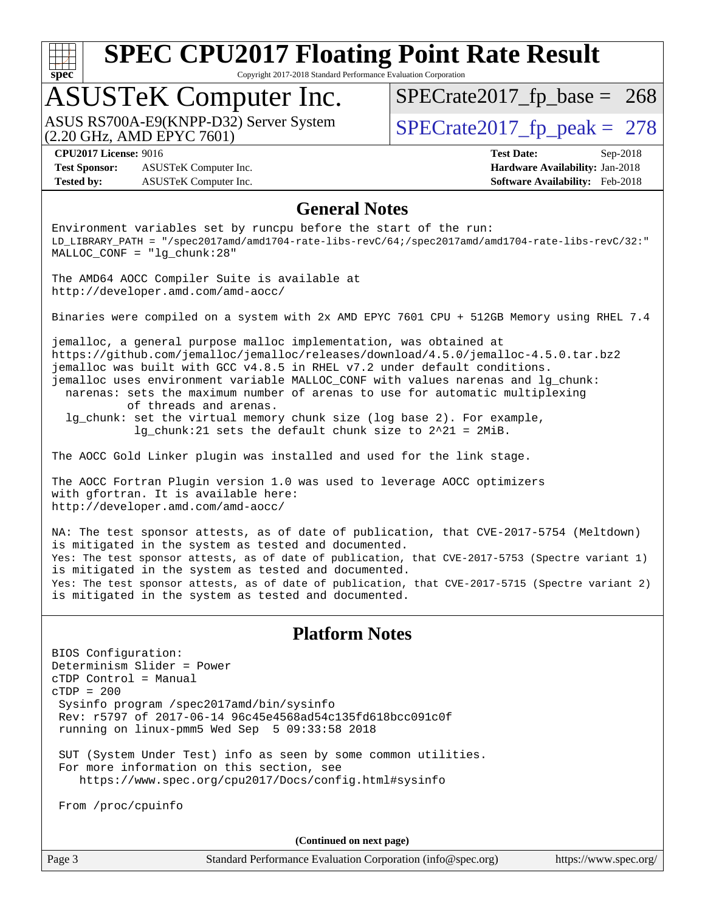# SPEC CPU2017 Floating Point Rate Result

Copyright 2017-2018 Standard Performance Evaluation Corporation

## ASUSTeK Computer Inc.

ASUS RS700A-E9(KNPP-D32) Server System (2.20 GHz, AMD EPYC 7601)

SPECrate2017_fp_base = 268

SPECrate2017_fp_peak = 278

**CPU2017 License:** 9016
**Test Sponsor:** ASUSTeK Computer Inc.
**Tested by:** ASUSTeK Computer Inc.

**Test Date:** Sep-2018
**Hardware Availability:** Jan-2018
**Software Availability:** Feb-2018

## General Notes

```
Environment variables set by runcpu before the start of the run:
LD_LIBRARY_PATH = "/spec2017amd/amd1704-rate-libs-revC/64;/spec2017amd/amd1704-rate-libs-revC/32:"
MALLOC_CONF = "lg_chunk:28"

The AMD64 AOCC Compiler Suite is available at
http://developer.amd.com/amd-aocc/

Binaries were compiled on a system with 2x AMD EPYC 7601 CPU + 512GB Memory using RHEL 7.4

jemalloc, a general purpose malloc implementation, was obtained at
https://github.com/jemalloc/jemalloc/releases/download/4.5.0/jemalloc-4.5.0.tar.bz2
jemalloc was built with GCC v4.8.5 in RHEL v7.2 under default conditions.
jemalloc uses environment variable MALLOC_CONF with values narenas and lg_chunk:
  narenas: sets the maximum number of arenas to use for automatic multiplexing
           of threads and arenas.
  lg_chunk: set the virtual memory chunk size (log base 2). For example,
            lg_chunk:21 sets the default chunk size to 2^21 = 2MiB.

The AOCC Gold Linker plugin was installed and used for the link stage.

The AOCC Fortran Plugin version 1.0 was used to leverage AOCC optimizers
with gfortran. It is available here:
http://developer.amd.com/amd-aocc/

NA: The test sponsor attests, as of date of publication, that CVE-2017-5754 (Meltdown)
is mitigated in the system as tested and documented.
Yes: The test sponsor attests, as of date of publication, that CVE-2017-5753 (Spectre variant 1)
is mitigated in the system as tested and documented.
Yes: The test sponsor attests, as of date of publication, that CVE-2017-5715 (Spectre variant 2)
is mitigated in the system as tested and documented.
```

## Platform Notes

```
BIOS Configuration:
Determinism Slider = Power
cTDP Control = Manual
cTDP = 200
 Sysinfo program /spec2017amd/bin/sysinfo
 Rev: r5797 of 2017-06-14 96c45e4568ad54c135fd618bcc091c0f
 running on linux-pmm5 Wed Sep  5 09:33:58 2018

 SUT (System Under Test) info as seen by some common utilities.
 For more information on this section, see
    https://www.spec.org/cpu2017/Docs/config.html#sysinfo

 From /proc/cpuinfo
```

**(Continued on next page)**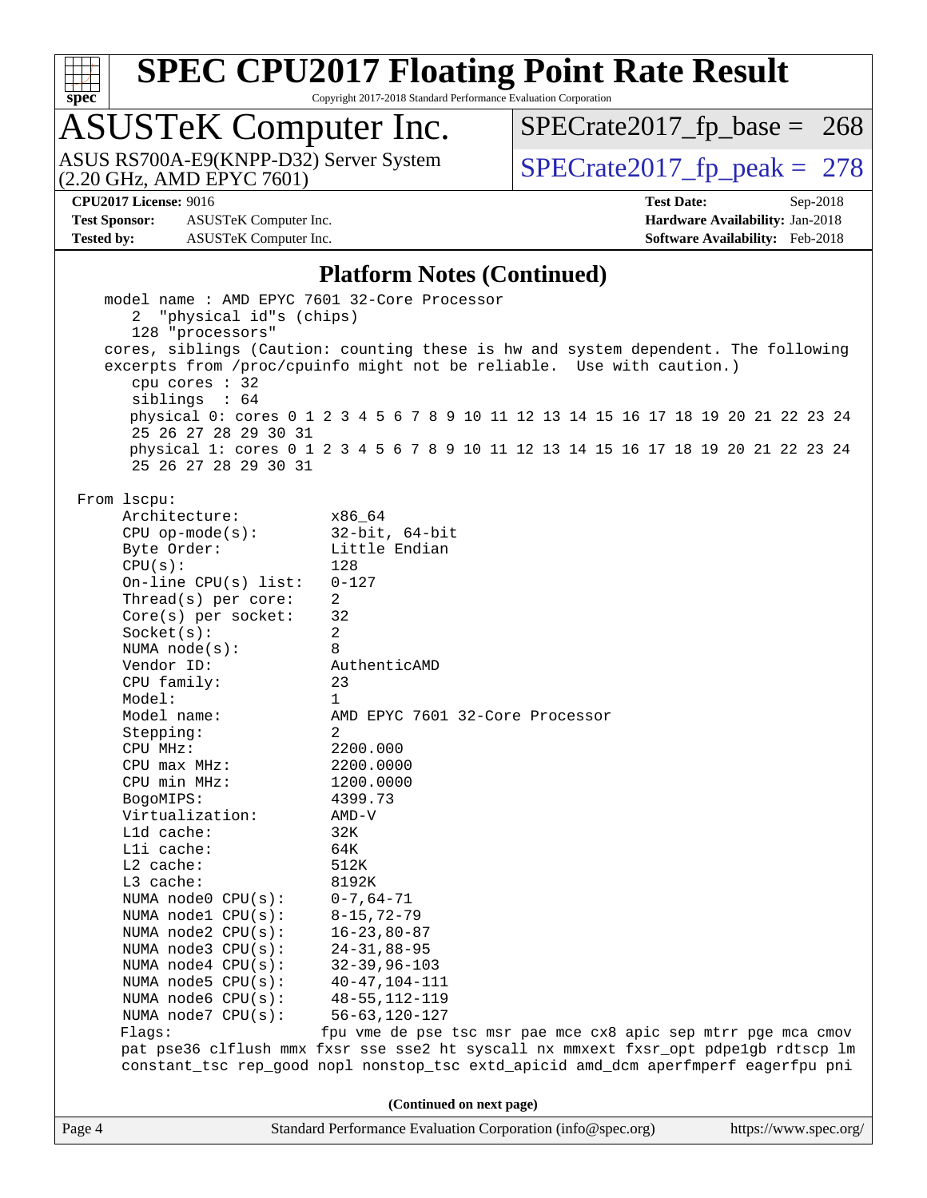## Platform Notes (Continued)

```
    model name : AMD EPYC 7601 32-Core Processor
       2  "physical id"s (chips)
       128 "processors"
    cores, siblings (Caution: counting these is hw and system dependent. The following
    excerpts from /proc/cpuinfo might not be reliable.  Use with caution.)
       cpu cores : 32
       siblings  : 64
       physical 0: cores 0 1 2 3 4 5 6 7 8 9 10 11 12 13 14 15 16 17 18 19 20 21 22 23 24
       25 26 27 28 29 30 31
       physical 1: cores 0 1 2 3 4 5 6 7 8 9 10 11 12 13 14 15 16 17 18 19 20 21 22 23 24
       25 26 27 28 29 30 31

 From lscpu:
      Architecture:          x86_64
      CPU op-mode(s):        32-bit, 64-bit
      Byte Order:            Little Endian
      CPU(s):                128
      On-line CPU(s) list:   0-127
      Thread(s) per core:    2
      Core(s) per socket:    32
      Socket(s):             2
      NUMA node(s):          8
      Vendor ID:             AuthenticAMD
      CPU family:            23
      Model:                 1
      Model name:            AMD EPYC 7601 32-Core Processor
      Stepping:              2
      CPU MHz:               2200.000
      CPU max MHz:           2200.0000
      CPU min MHz:           1200.0000
      BogoMIPS:              4399.73
      Virtualization:        AMD-V
      L1d cache:             32K
      L1i cache:             64K
      L2 cache:              512K
      L3 cache:              8192K
      NUMA node0 CPU(s):     0-7,64-71
      NUMA node1 CPU(s):     8-15,72-79
      NUMA node2 CPU(s):     16-23,80-87
      NUMA node3 CPU(s):     24-31,88-95
      NUMA node4 CPU(s):     32-39,96-103
      NUMA node5 CPU(s):     40-47,104-111
      NUMA node6 CPU(s):     48-55,112-119
      NUMA node7 CPU(s):     56-63,120-127
      Flags:                 fpu vme de pse tsc msr pae mce cx8 apic sep mtrr pge mca cmov
      pat pse36 clflush mmx fxsr sse sse2 ht syscall nx mmxext fxsr_opt pdpe1gb rdtscp lm
      constant_tsc rep_good nopl nonstop_tsc extd_apicid amd_dcm aperfmperf eagerfpu pni
```

**(Continued on next page)**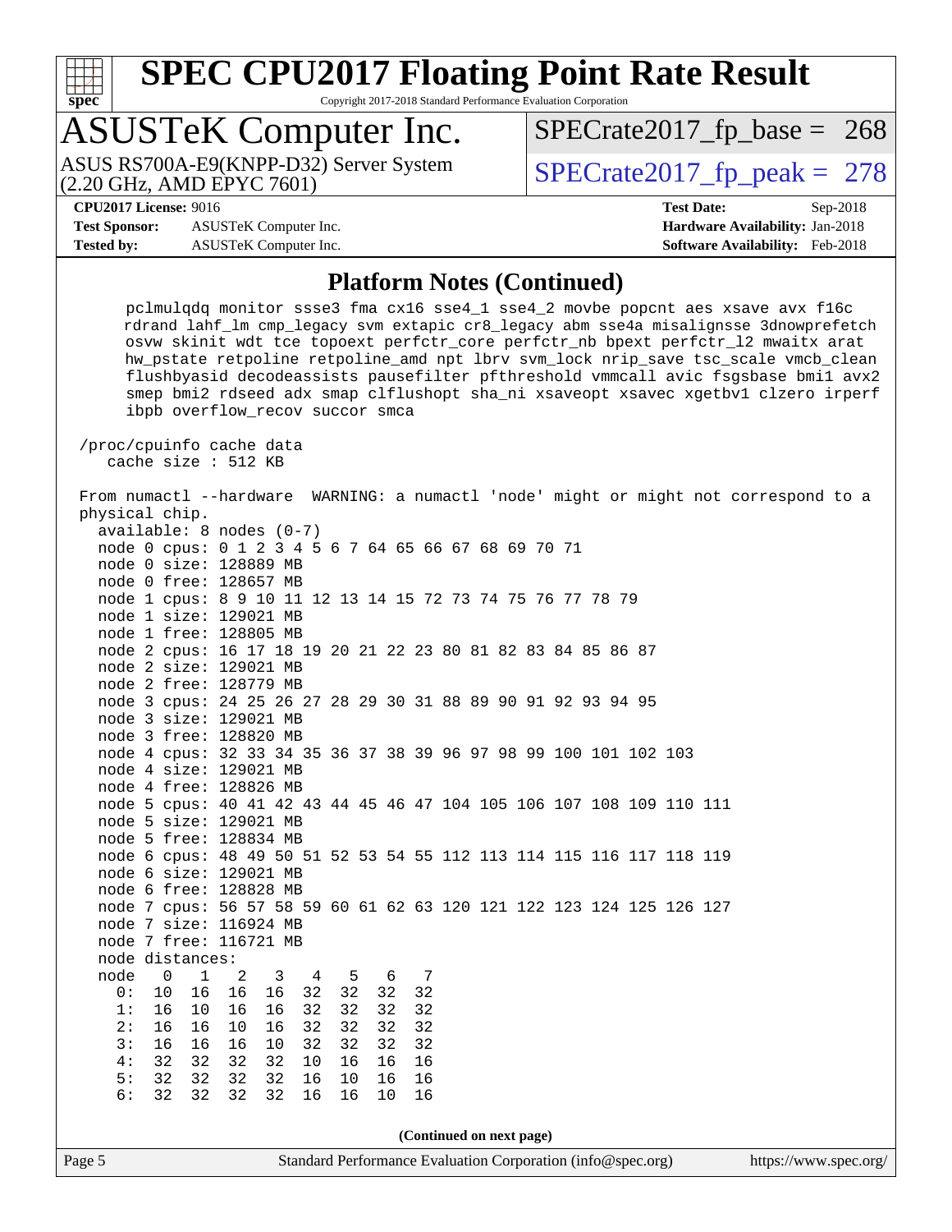# SPEC CPU2017 Floating Point Rate Result

Copyright 2017-2018 Standard Performance Evaluation Corporation

## ASUSTeK Computer Inc.

ASUS RS700A-E9(KNPP-D32) Server System (2.20 GHz, AMD EPYC 7601)

SPECrate2017_fp_base = 268

SPECrate2017_fp_peak = 278

**CPU2017 License:** 9016
**Test Sponsor:** ASUSTeK Computer Inc.
**Tested by:** ASUSTeK Computer Inc.

**Test Date:** Sep-2018
**Hardware Availability:** Jan-2018
**Software Availability:** Feb-2018

### Platform Notes (Continued)

```
      pclmulqdq monitor ssse3 fma cx16 sse4_1 sse4_2 movbe popcnt aes xsave avx f16c
      rdrand lahf_lm cmp_legacy svm extapic cr8_legacy abm sse4a misalignsse 3dnowprefetch
      osvw skinit wdt tce topoext perfctr_core perfctr_nb bpext perfctr_l2 mwaitx arat
      hw_pstate retpoline retpoline_amd npt lbrv svm_lock nrip_save tsc_scale vmcb_clean
      flushbyasid decodeassists pausefilter pfthreshold vmmcall avic fsgsbase bmi1 avx2
      smep bmi2 rdseed adx smap clflushopt sha_ni xsaveopt xsavec xgetbv1 clzero irperf
      ibpb overflow_recov succor smca

 /proc/cpuinfo cache data
    cache size : 512 KB

 From numactl --hardware  WARNING: a numactl 'node' might or might not correspond to a
 physical chip.
   available: 8 nodes (0-7)
   node 0 cpus: 0 1 2 3 4 5 6 7 64 65 66 67 68 69 70 71
   node 0 size: 128889 MB
   node 0 free: 128657 MB
   node 1 cpus: 8 9 10 11 12 13 14 15 72 73 74 75 76 77 78 79
   node 1 size: 129021 MB
   node 1 free: 128805 MB
   node 2 cpus: 16 17 18 19 20 21 22 23 80 81 82 83 84 85 86 87
   node 2 size: 129021 MB
   node 2 free: 128779 MB
   node 3 cpus: 24 25 26 27 28 29 30 31 88 89 90 91 92 93 94 95
   node 3 size: 129021 MB
   node 3 free: 128820 MB
   node 4 cpus: 32 33 34 35 36 37 38 39 96 97 98 99 100 101 102 103
   node 4 size: 129021 MB
   node 4 free: 128826 MB
   node 5 cpus: 40 41 42 43 44 45 46 47 104 105 106 107 108 109 110 111
   node 5 size: 129021 MB
   node 5 free: 128834 MB
   node 6 cpus: 48 49 50 51 52 53 54 55 112 113 114 115 116 117 118 119
   node 6 size: 129021 MB
   node 6 free: 128828 MB
   node 7 cpus: 56 57 58 59 60 61 62 63 120 121 122 123 124 125 126 127
   node 7 size: 116924 MB
   node 7 free: 116721 MB
   node distances:
   node   0   1   2   3   4   5   6   7
     0:  10  16  16  16  32  32  32  32
     1:  16  10  16  16  32  32  32  32
     2:  16  16  10  16  32  32  32  32
     3:  16  16  16  10  32  32  32  32
     4:  32  32  32  32  10  16  16  16
     5:  32  32  32  32  16  10  16  16
     6:  32  32  32  32  16  16  10  16
```

**(Continued on next page)**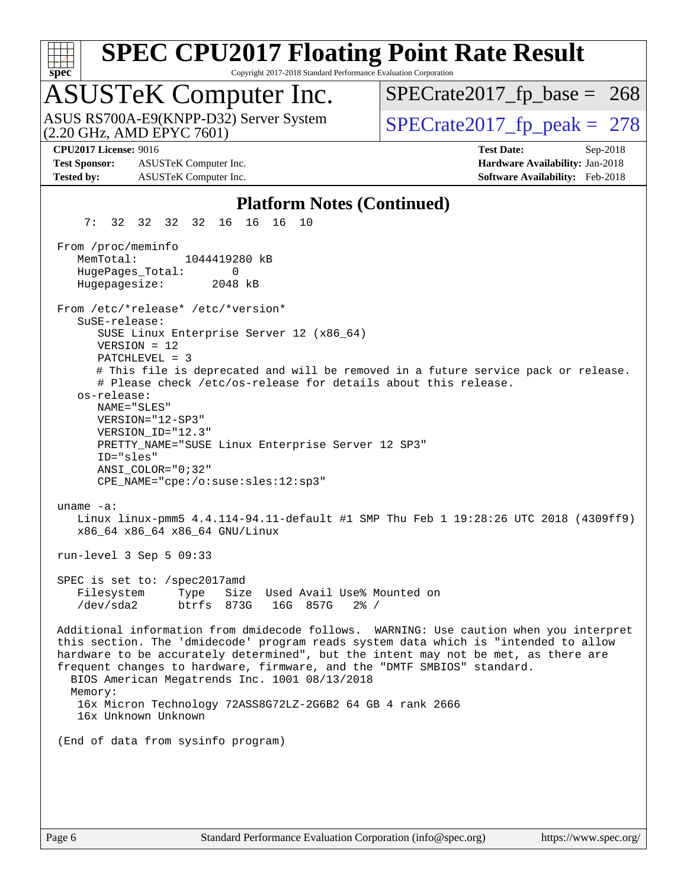## Platform Notes (Continued)

```
     7:  32  32  32  32  16  16  16  10

  From /proc/meminfo
     MemTotal:       1044419280 kB
     HugePages_Total:       0
     Hugepagesize:       2048 kB

  From /etc/*release* /etc/*version*
     SuSE-release:
        SUSE Linux Enterprise Server 12 (x86_64)
        VERSION = 12
        PATCHLEVEL = 3
        # This file is deprecated and will be removed in a future service pack or release.
        # Please check /etc/os-release for details about this release.
     os-release:
        NAME="SLES"
        VERSION="12-SP3"
        VERSION_ID="12.3"
        PRETTY_NAME="SUSE Linux Enterprise Server 12 SP3"
        ID="sles"
        ANSI_COLOR="0;32"
        CPE_NAME="cpe:/o:suse:sles:12:sp3"

  uname -a:
     Linux linux-pmm5 4.4.114-94.11-default #1 SMP Thu Feb 1 19:28:26 UTC 2018 (4309ff9)
     x86_64 x86_64 x86_64 GNU/Linux

  run-level 3 Sep 5 09:33

  SPEC is set to: /spec2017amd
     Filesystem     Type   Size  Used Avail Use% Mounted on
     /dev/sda2      btrfs  873G   16G  857G   2% /

  Additional information from dmidecode follows.  WARNING: Use caution when you interpret
  this section. The 'dmidecode' program reads system data which is "intended to allow
  hardware to be accurately determined", but the intent may not be met, as there are
  frequent changes to hardware, firmware, and the "DMTF SMBIOS" standard.
    BIOS American Megatrends Inc. 1001 08/13/2018
    Memory:
     16x Micron Technology 72ASS8G72LZ-2G6B2 64 GB 4 rank 2666
     16x Unknown Unknown

  (End of data from sysinfo program)
```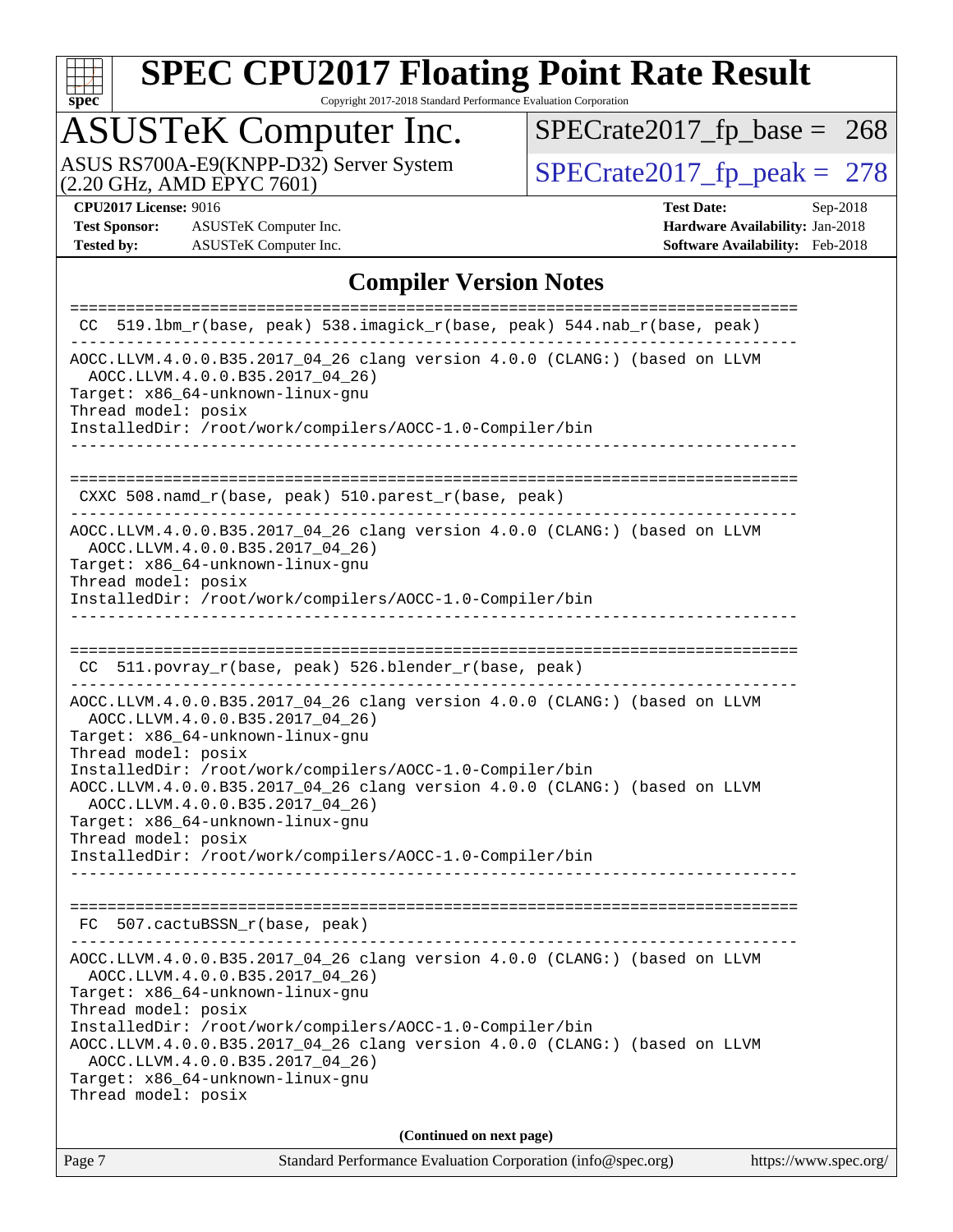## Compiler Version Notes

```
==============================================================================
 CC  519.lbm_r(base, peak) 538.imagick_r(base, peak) 544.nab_r(base, peak)
------------------------------------------------------------------------------
AOCC.LLVM.4.0.0.B35.2017_04_26 clang version 4.0.0 (CLANG:) (based on LLVM
  AOCC.LLVM.4.0.0.B35.2017_04_26)
Target: x86_64-unknown-linux-gnu
Thread model: posix
InstalledDir: /root/work/compilers/AOCC-1.0-Compiler/bin
------------------------------------------------------------------------------

==============================================================================
 CXXC 508.namd_r(base, peak) 510.parest_r(base, peak)
------------------------------------------------------------------------------
AOCC.LLVM.4.0.0.B35.2017_04_26 clang version 4.0.0 (CLANG:) (based on LLVM
  AOCC.LLVM.4.0.0.B35.2017_04_26)
Target: x86_64-unknown-linux-gnu
Thread model: posix
InstalledDir: /root/work/compilers/AOCC-1.0-Compiler/bin
------------------------------------------------------------------------------

==============================================================================
 CC  511.povray_r(base, peak) 526.blender_r(base, peak)
------------------------------------------------------------------------------
AOCC.LLVM.4.0.0.B35.2017_04_26 clang version 4.0.0 (CLANG:) (based on LLVM
  AOCC.LLVM.4.0.0.B35.2017_04_26)
Target: x86_64-unknown-linux-gnu
Thread model: posix
InstalledDir: /root/work/compilers/AOCC-1.0-Compiler/bin
AOCC.LLVM.4.0.0.B35.2017_04_26 clang version 4.0.0 (CLANG:) (based on LLVM
  AOCC.LLVM.4.0.0.B35.2017_04_26)
Target: x86_64-unknown-linux-gnu
Thread model: posix
InstalledDir: /root/work/compilers/AOCC-1.0-Compiler/bin
------------------------------------------------------------------------------

==============================================================================
 FC  507.cactuBSSN_r(base, peak)
------------------------------------------------------------------------------
AOCC.LLVM.4.0.0.B35.2017_04_26 clang version 4.0.0 (CLANG:) (based on LLVM
  AOCC.LLVM.4.0.0.B35.2017_04_26)
Target: x86_64-unknown-linux-gnu
Thread model: posix
InstalledDir: /root/work/compilers/AOCC-1.0-Compiler/bin
AOCC.LLVM.4.0.0.B35.2017_04_26 clang version 4.0.0 (CLANG:) (based on LLVM
  AOCC.LLVM.4.0.0.B35.2017_04_26)
Target: x86_64-unknown-linux-gnu
Thread model: posix
```

**(Continued on next page)**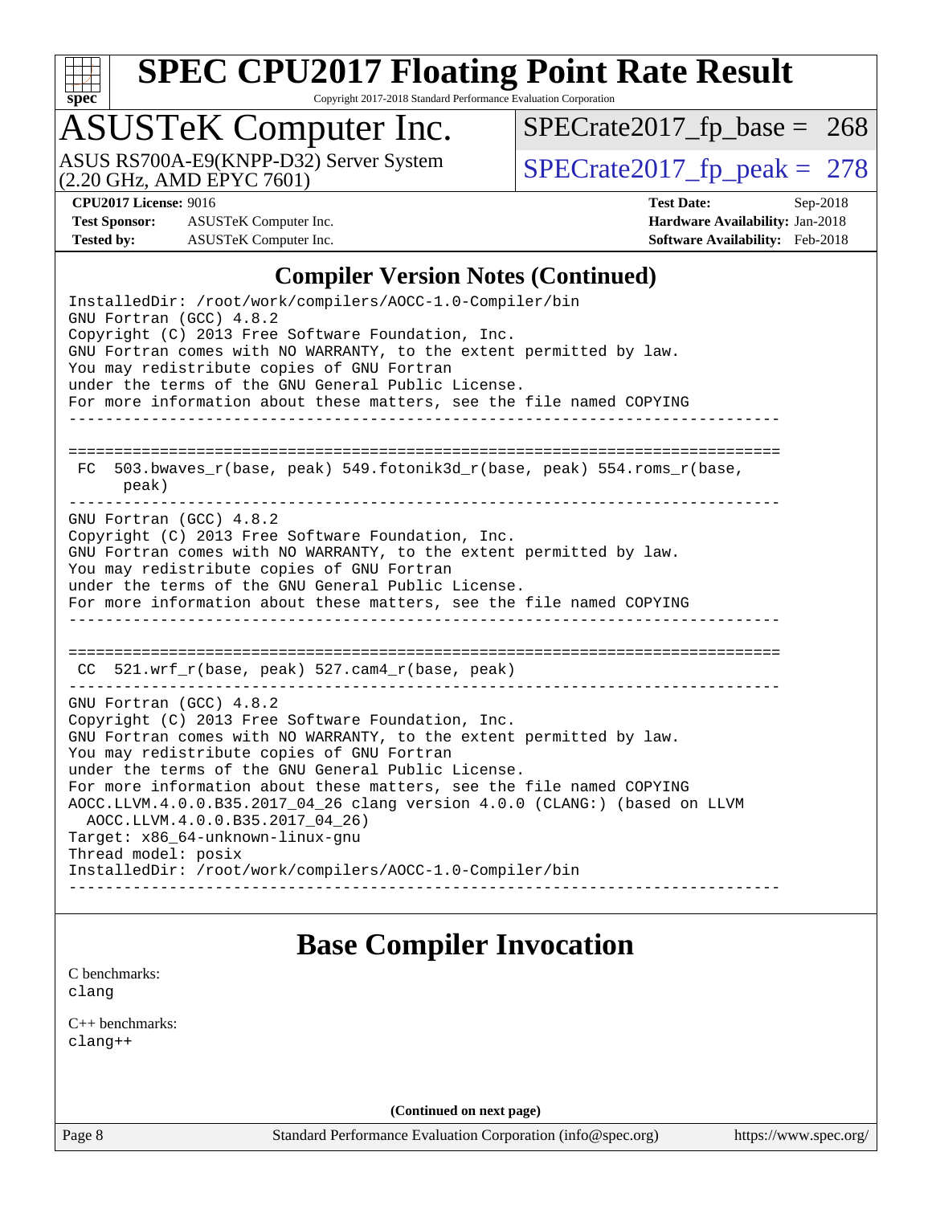## Compiler Version Notes (Continued)

```
InstalledDir: /root/work/compilers/AOCC-1.0-Compiler/bin
GNU Fortran (GCC) 4.8.2
Copyright (C) 2013 Free Software Foundation, Inc.
GNU Fortran comes with NO WARRANTY, to the extent permitted by law.
You may redistribute copies of GNU Fortran
under the terms of the GNU General Public License.
For more information about these matters, see the file named COPYING
------------------------------------------------------------------------------

==============================================================================
 FC  503.bwaves_r(base, peak) 549.fotonik3d_r(base, peak) 554.roms_r(base,
      peak)
------------------------------------------------------------------------------
GNU Fortran (GCC) 4.8.2
Copyright (C) 2013 Free Software Foundation, Inc.
GNU Fortran comes with NO WARRANTY, to the extent permitted by law.
You may redistribute copies of GNU Fortran
under the terms of the GNU General Public License.
For more information about these matters, see the file named COPYING
------------------------------------------------------------------------------

==============================================================================
 CC  521.wrf_r(base, peak) 527.cam4_r(base, peak)
------------------------------------------------------------------------------
GNU Fortran (GCC) 4.8.2
Copyright (C) 2013 Free Software Foundation, Inc.
GNU Fortran comes with NO WARRANTY, to the extent permitted by law.
You may redistribute copies of GNU Fortran
under the terms of the GNU General Public License.
For more information about these matters, see the file named COPYING
AOCC.LLVM.4.0.0.B35.2017_04_26 clang version 4.0.0 (CLANG:) (based on LLVM
  AOCC.LLVM.4.0.0.B35.2017_04_26)
Target: x86_64-unknown-linux-gnu
Thread model: posix
InstalledDir: /root/work/compilers/AOCC-1.0-Compiler/bin
------------------------------------------------------------------------------
```

## Base Compiler Invocation

C benchmarks:
clang

C++ benchmarks:
clang++

**(Continued on next page)**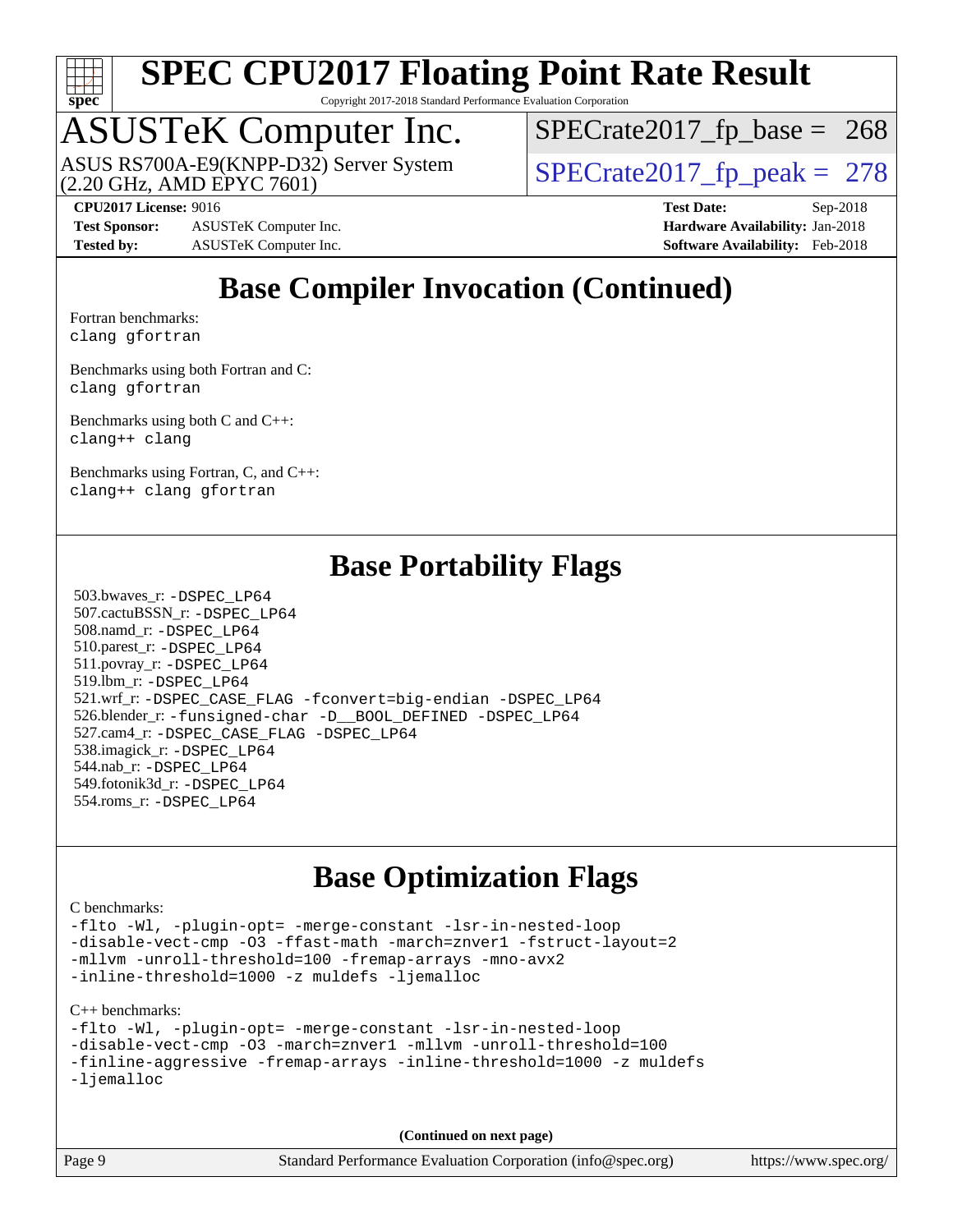# SPEC CPU2017 Floating Point Rate Result

Copyright 2017-2018 Standard Performance Evaluation Corporation

## ASUSTeK Computer Inc.

ASUS RS700A-E9(KNPP-D32) Server System (2.20 GHz, AMD EPYC 7601)

SPECrate2017_fp_base = 268

SPECrate2017_fp_peak = 278

**CPU2017 License:** 9016
**Test Sponsor:** ASUSTeK Computer Inc.
**Tested by:** ASUSTeK Computer Inc.
**Test Date:** Sep-2018
**Hardware Availability:** Jan-2018
**Software Availability:** Feb-2018

## Base Compiler Invocation (Continued)

Fortran benchmarks:
clang gfortran

Benchmarks using both Fortran and C:
clang gfortran

Benchmarks using both C and C++:
clang++ clang

Benchmarks using Fortran, C, and C++:
clang++ clang gfortran

## Base Portability Flags

503.bwaves_r: -DSPEC_LP64
507.cactuBSSN_r: -DSPEC_LP64
508.namd_r: -DSPEC_LP64
510.parest_r: -DSPEC_LP64
511.povray_r: -DSPEC_LP64
519.lbm_r: -DSPEC_LP64
521.wrf_r: -DSPEC_CASE_FLAG -fconvert=big-endian -DSPEC_LP64
526.blender_r: -funsigned-char -D__BOOL_DEFINED -DSPEC_LP64
527.cam4_r: -DSPEC_CASE_FLAG -DSPEC_LP64
538.imagick_r: -DSPEC_LP64
544.nab_r: -DSPEC_LP64
549.fotonik3d_r: -DSPEC_LP64
554.roms_r: -DSPEC_LP64

## Base Optimization Flags

C benchmarks:
-flto -Wl, -plugin-opt= -merge-constant -lsr-in-nested-loop -disable-vect-cmp -O3 -ffast-math -march=znver1 -fstruct-layout=2 -mllvm -unroll-threshold=100 -fremap-arrays -mno-avx2 -inline-threshold=1000 -z muldefs -ljemalloc

C++ benchmarks:
-flto -Wl, -plugin-opt= -merge-constant -lsr-in-nested-loop -disable-vect-cmp -O3 -march=znver1 -mllvm -unroll-threshold=100 -finline-aggressive -fremap-arrays -inline-threshold=1000 -z muldefs -ljemalloc

**(Continued on next page)**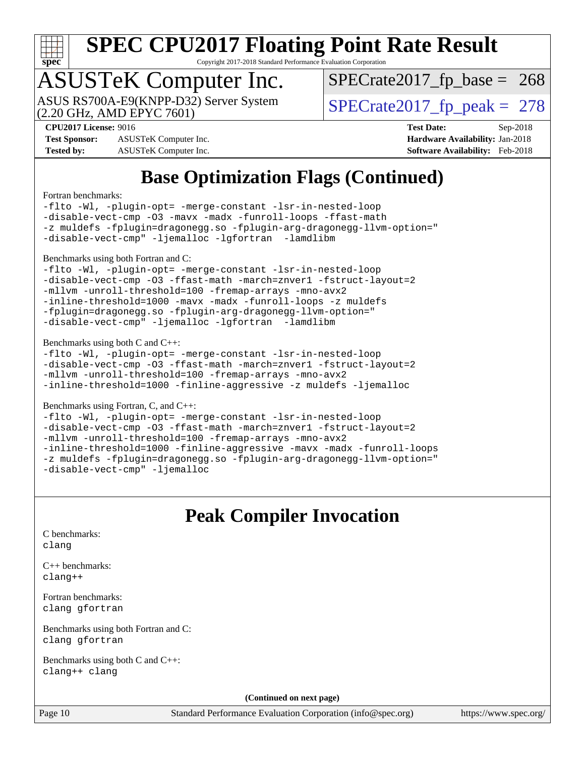# SPEC CPU2017 Floating Point Rate Result

Copyright 2017-2018 Standard Performance Evaluation Corporation

## ASUSTeK Computer Inc.

ASUS RS700A-E9(KNPP-D32) Server System (2.20 GHz, AMD EPYC 7601)

SPECrate2017_fp_base = 268

SPECrate2017_fp_peak = 278

**CPU2017 License:** 9016
**Test Sponsor:** ASUSTeK Computer Inc.
**Tested by:** ASUSTeK Computer Inc.

**Test Date:** Sep-2018
**Hardware Availability:** Jan-2018
**Software Availability:** Feb-2018

## Base Optimization Flags (Continued)

Fortran benchmarks:

```
-flto -Wl, -plugin-opt= -merge-constant -lsr-in-nested-loop
-disable-vect-cmp -O3 -mavx -madx -funroll-loops -ffast-math
-z muldefs -fplugin=dragonegg.so -fplugin-arg-dragonegg-llvm-option="
-disable-vect-cmp" -ljemalloc -lgfortran  -lamdlibm
```

Benchmarks using both Fortran and C:

```
-flto -Wl, -plugin-opt= -merge-constant -lsr-in-nested-loop
-disable-vect-cmp -O3 -ffast-math -march=znver1 -fstruct-layout=2
-mllvm -unroll-threshold=100 -fremap-arrays -mno-avx2
-inline-threshold=1000 -mavx -madx -funroll-loops -z muldefs
-fplugin=dragonegg.so -fplugin-arg-dragonegg-llvm-option="
-disable-vect-cmp" -ljemalloc -lgfortran  -lamdlibm
```

Benchmarks using both C and C++:

```
-flto -Wl, -plugin-opt= -merge-constant -lsr-in-nested-loop
-disable-vect-cmp -O3 -ffast-math -march=znver1 -fstruct-layout=2
-mllvm -unroll-threshold=100 -fremap-arrays -mno-avx2
-inline-threshold=1000 -finline-aggressive -z muldefs -ljemalloc
```

Benchmarks using Fortran, C, and C++:

```
-flto -Wl, -plugin-opt= -merge-constant -lsr-in-nested-loop
-disable-vect-cmp -O3 -ffast-math -march=znver1 -fstruct-layout=2
-mllvm -unroll-threshold=100 -fremap-arrays -mno-avx2
-inline-threshold=1000 -finline-aggressive -mavx -madx -funroll-loops
-z muldefs -fplugin=dragonegg.so -fplugin-arg-dragonegg-llvm-option="
-disable-vect-cmp" -ljemalloc
```

## Peak Compiler Invocation

C benchmarks:
`clang`

C++ benchmarks:
`clang++`

Fortran benchmarks:
`clang gfortran`

Benchmarks using both Fortran and C:
`clang gfortran`

Benchmarks using both C and C++:
`clang++ clang`

**(Continued on next page)**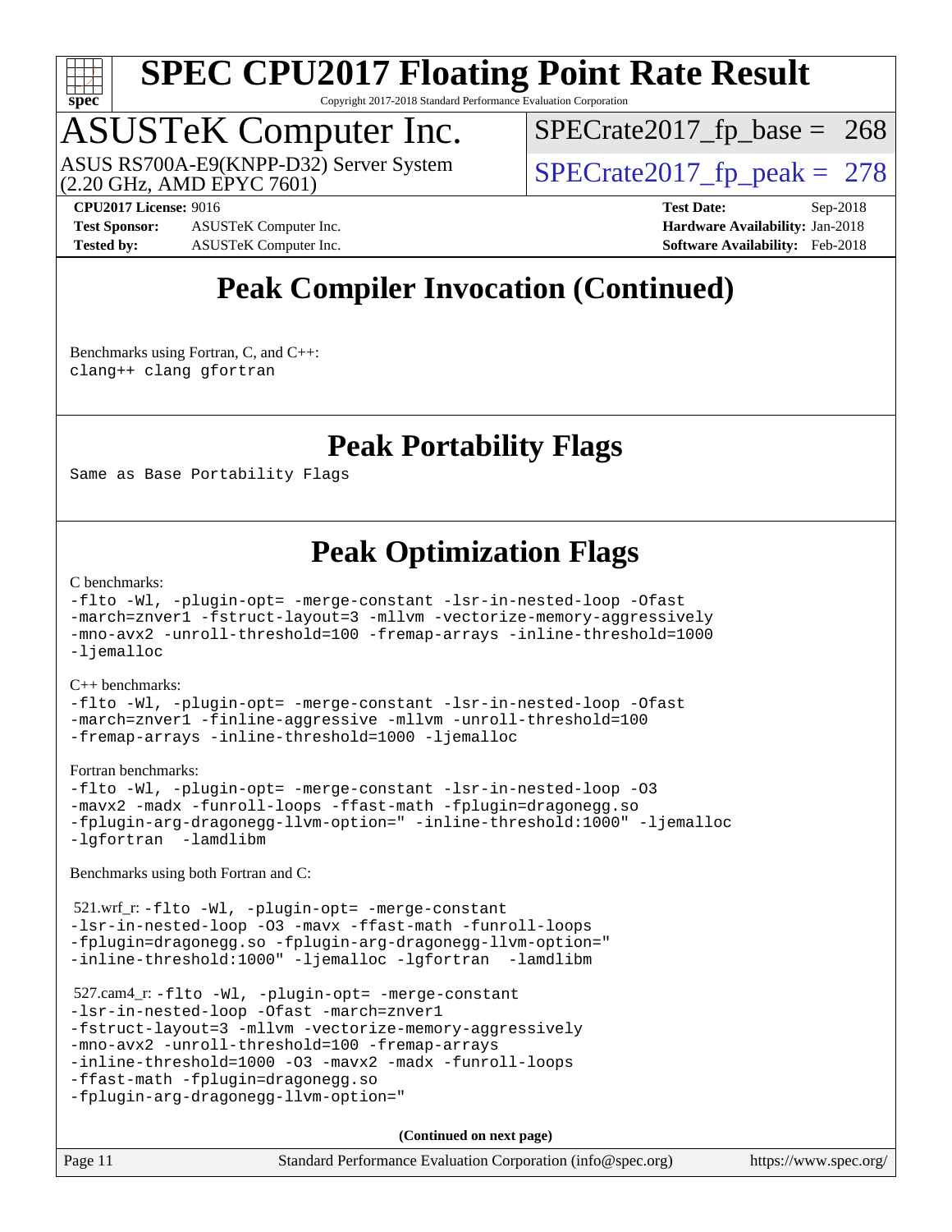# Peak Compiler Invocation (Continued)

Benchmarks using Fortran, C, and C++:
```
clang++ clang gfortran
```

# Peak Portability Flags

```
Same as Base Portability Flags
```

# Peak Optimization Flags

C benchmarks:
```
-flto -Wl, -plugin-opt= -merge-constant -lsr-in-nested-loop -Ofast
-march=znver1 -fstruct-layout=3 -mllvm -vectorize-memory-aggressively
-mno-avx2 -unroll-threshold=100 -fremap-arrays -inline-threshold=1000
-ljemalloc
```

C++ benchmarks:
```
-flto -Wl, -plugin-opt= -merge-constant -lsr-in-nested-loop -Ofast
-march=znver1 -finline-aggressive -mllvm -unroll-threshold=100
-fremap-arrays -inline-threshold=1000 -ljemalloc
```

Fortran benchmarks:
```
-flto -Wl, -plugin-opt= -merge-constant -lsr-in-nested-loop -O3
-mavx2 -madx -funroll-loops -ffast-math -fplugin=dragonegg.so
-fplugin-arg-dragonegg-llvm-option=" -inline-threshold:1000" -ljemalloc
-lgfortran  -lamdlibm
```

Benchmarks using both Fortran and C:

521.wrf_r:
```
-flto -Wl, -plugin-opt= -merge-constant
-lsr-in-nested-loop -O3 -mavx -ffast-math -funroll-loops
-fplugin=dragonegg.so -fplugin-arg-dragonegg-llvm-option="
-inline-threshold:1000" -ljemalloc -lgfortran  -lamdlibm
```

527.cam4_r:
```
-flto -Wl, -plugin-opt= -merge-constant
-lsr-in-nested-loop -Ofast -march=znver1
-fstruct-layout=3 -mllvm -vectorize-memory-aggressively
-mno-avx2 -unroll-threshold=100 -fremap-arrays
-inline-threshold=1000 -O3 -mavx2 -madx -funroll-loops
-ffast-math -fplugin=dragonegg.so
-fplugin-arg-dragonegg-llvm-option="
```

**(Continued on next page)**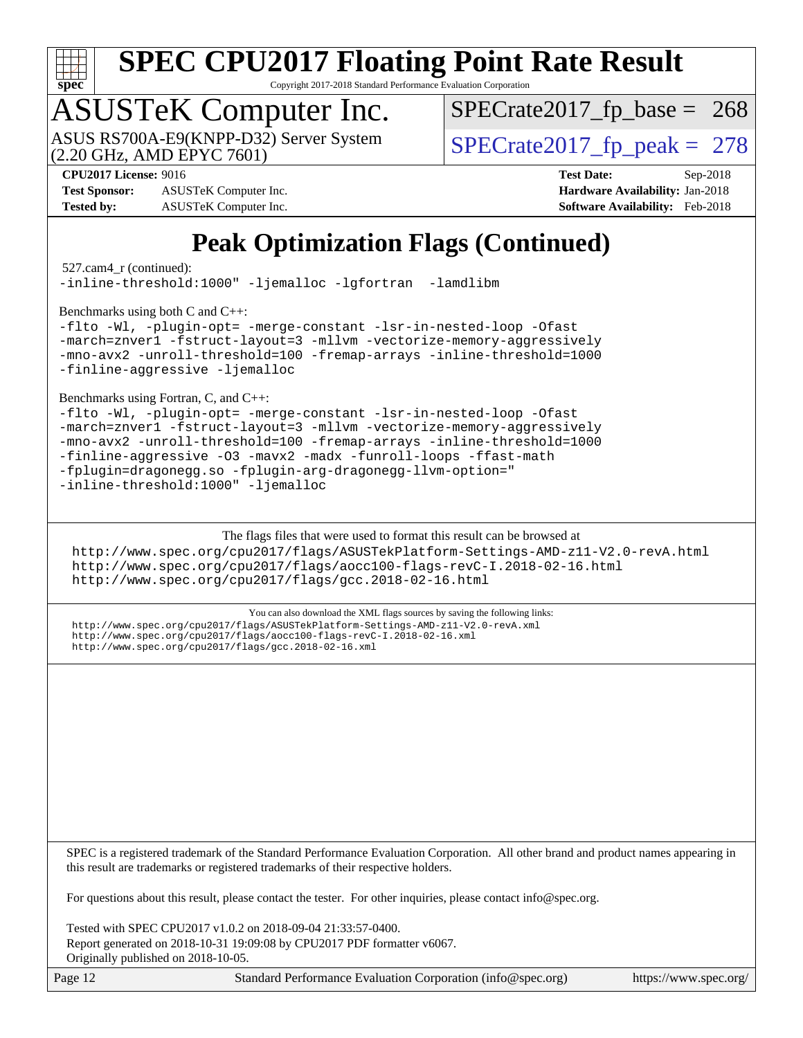# SPEC CPU2017 Floating Point Rate Result

Copyright 2017-2018 Standard Performance Evaluation Corporation

## ASUSTeK Computer Inc.

ASUS RS700A-E9(KNPP-D32) Server System (2.20 GHz, AMD EPYC 7601)

SPECrate2017_fp_base = 268

SPECrate2017_fp_peak = 278

**CPU2017 License:** 9016
**Test Sponsor:** ASUSTeK Computer Inc.
**Tested by:** ASUSTeK Computer Inc.

**Test Date:** Sep-2018
**Hardware Availability:** Jan-2018
**Software Availability:** Feb-2018

# Peak Optimization Flags (Continued)

527.cam4_r (continued):

```
-inline-threshold:1000" -ljemalloc -lgfortran  -lamdlibm
```

Benchmarks using both C and C++:

```
-flto -Wl, -plugin-opt= -merge-constant -lsr-in-nested-loop -Ofast
-march=znver1 -fstruct-layout=3 -mllvm -vectorize-memory-aggressively
-mno-avx2 -unroll-threshold=100 -fremap-arrays -inline-threshold=1000
-finline-aggressive -ljemalloc
```

Benchmarks using Fortran, C, and C++:

```
-flto -Wl, -plugin-opt= -merge-constant -lsr-in-nested-loop -Ofast
-march=znver1 -fstruct-layout=3 -mllvm -vectorize-memory-aggressively
-mno-avx2 -unroll-threshold=100 -fremap-arrays -inline-threshold=1000
-finline-aggressive -O3 -mavx2 -madx -funroll-loops -ffast-math
-fplugin=dragonegg.so -fplugin-arg-dragonegg-llvm-option="
-inline-threshold:1000" -ljemalloc
```

The flags files that were used to format this result can be browsed at

http://www.spec.org/cpu2017/flags/ASUSTekPlatform-Settings-AMD-z11-V2.0-revA.html
http://www.spec.org/cpu2017/flags/aocc100-flags-revC-I.2018-02-16.html
http://www.spec.org/cpu2017/flags/gcc.2018-02-16.html

You can also download the XML flags sources by saving the following links:

http://www.spec.org/cpu2017/flags/ASUSTekPlatform-Settings-AMD-z11-V2.0-revA.xml
http://www.spec.org/cpu2017/flags/aocc100-flags-revC-I.2018-02-16.xml
http://www.spec.org/cpu2017/flags/gcc.2018-02-16.xml

SPEC is a registered trademark of the Standard Performance Evaluation Corporation. All other brand and product names appearing in this result are trademarks or registered trademarks of their respective holders.

For questions about this result, please contact the tester. For other inquiries, please contact info@spec.org.

Tested with SPEC CPU2017 v1.0.2 on 2018-09-04 21:33:57-0400.
Report generated on 2018-10-31 19:09:08 by CPU2017 PDF formatter v6067.
Originally published on 2018-10-05.